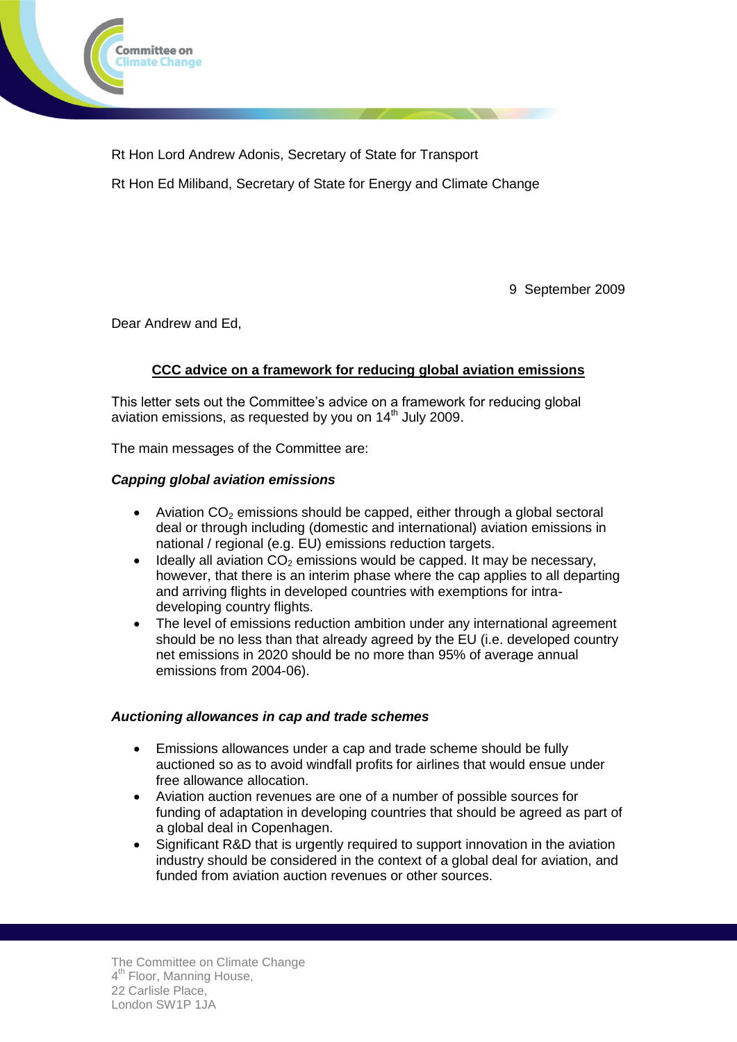Rt Hon Lord Andrew Adonis, Secretary of State for Transport

Rt Hon Ed Miliband, Secretary of State for Energy and Climate Change

9 September 2009

Dear Andrew and Ed,

## CCC advice on a framework for reducing global aviation emissions

This letter sets out the Committee's advice on a framework for reducing global aviation emissions, as requested by you on 14th July 2009.

The main messages of the Committee are:

### *Capping global aviation emissions*

- Aviation $CO_2$ emissions should be capped, either through a global sectoral deal or through including (domestic and international) aviation emissions in national / regional (e.g. EU) emissions reduction targets.
- Ideally all aviation $CO_2$ emissions would be capped. It may be necessary, however, that there is an interim phase where the cap applies to all departing and arriving flights in developed countries with exemptions for intra-developing country flights.
- The level of emissions reduction ambition under any international agreement should be no less than that already agreed by the EU (i.e. developed country net emissions in 2020 should be no more than 95% of average annual emissions from 2004-06).

### *Auctioning allowances in cap and trade schemes*

- Emissions allowances under a cap and trade scheme should be fully auctioned so as to avoid windfall profits for airlines that would ensue under free allowance allocation.
- Aviation auction revenues are one of a number of possible sources for funding of adaptation in developing countries that should be agreed as part of a global deal in Copenhagen.
- Significant R&D that is urgently required to support innovation in the aviation industry should be considered in the context of a global deal for aviation, and funded from aviation auction revenues or other sources.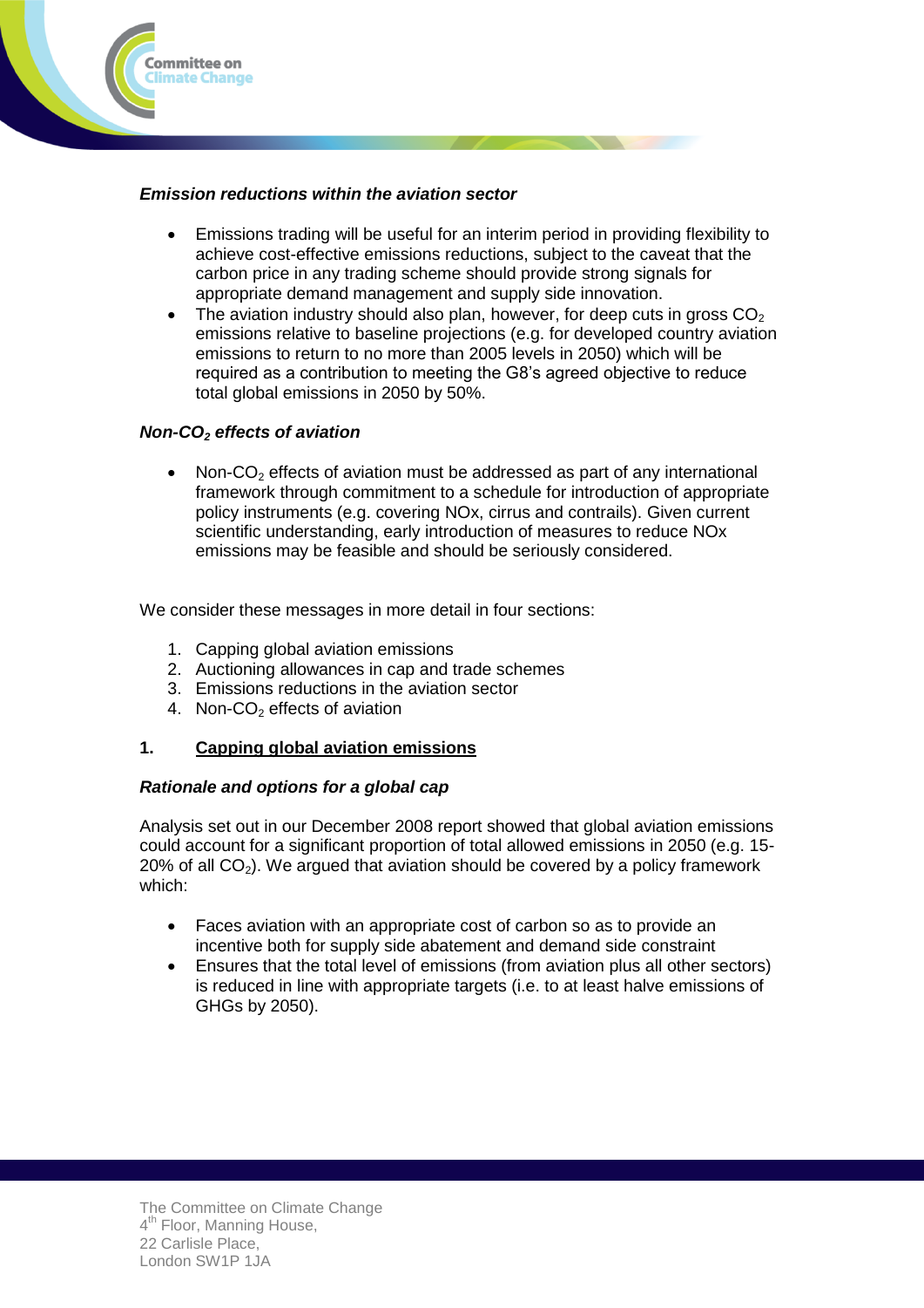***Emission reductions within the aviation sector***

- Emissions trading will be useful for an interim period in providing flexibility to achieve cost-effective emissions reductions, subject to the caveat that the carbon price in any trading scheme should provide strong signals for appropriate demand management and supply side innovation.
- The aviation industry should also plan, however, for deep cuts in gross $CO_2$ emissions relative to baseline projections (e.g. for developed country aviation emissions to return to no more than 2005 levels in 2050) which will be required as a contribution to meeting the G8's agreed objective to reduce total global emissions in 2050 by 50%.

***Non-$CO_2$ effects of aviation***

- Non-$CO_2$ effects of aviation must be addressed as part of any international framework through commitment to a schedule for introduction of appropriate policy instruments (e.g. covering NOx, cirrus and contrails). Given current scientific understanding, early introduction of measures to reduce NOx emissions may be feasible and should be seriously considered.

We consider these messages in more detail in four sections:

1. Capping global aviation emissions
2. Auctioning allowances in cap and trade schemes
3. Emissions reductions in the aviation sector
4. Non-$CO_2$ effects of aviation

## 1. Capping global aviation emissions

***Rationale and options for a global cap***

Analysis set out in our December 2008 report showed that global aviation emissions could account for a significant proportion of total allowed emissions in 2050 (e.g. 15-20% of all $CO_2$). We argued that aviation should be covered by a policy framework which:

- Faces aviation with an appropriate cost of carbon so as to provide an incentive both for supply side abatement and demand side constraint
- Ensures that the total level of emissions (from aviation plus all other sectors) is reduced in line with appropriate targets (i.e. to at least halve emissions of GHGs by 2050).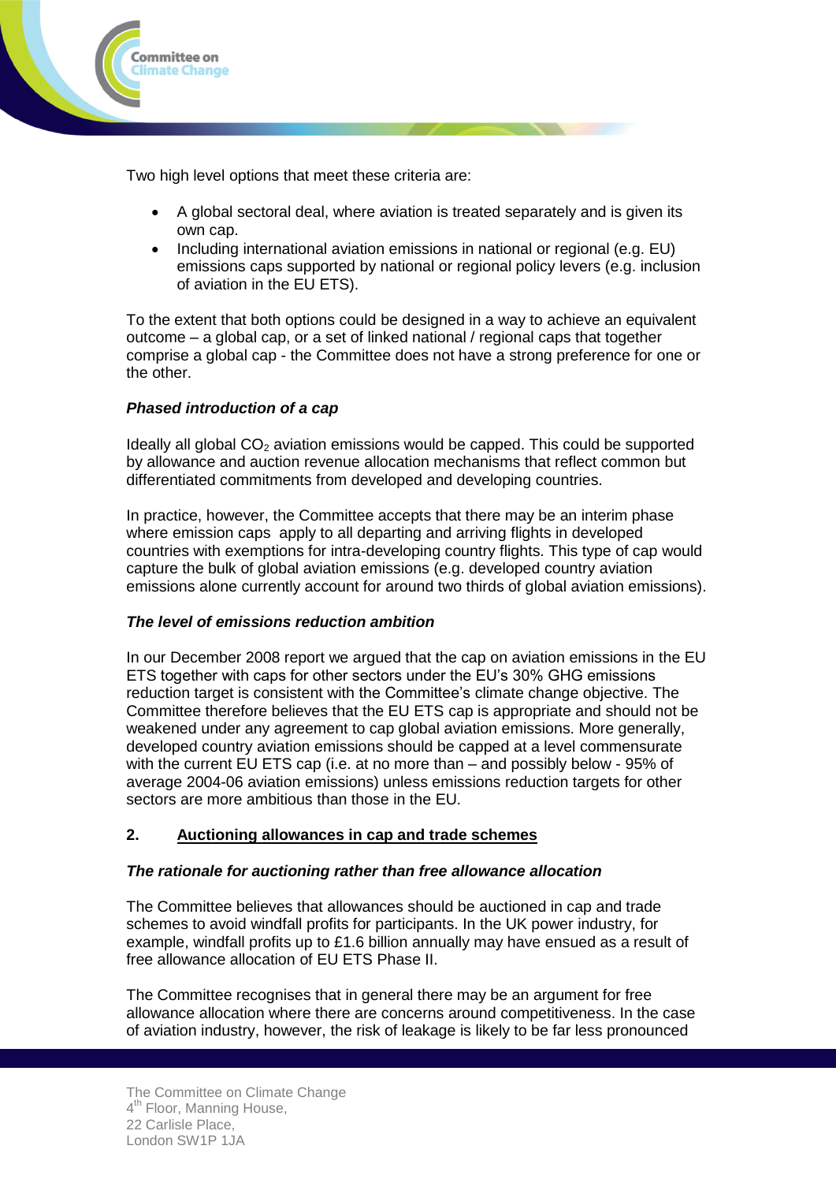Two high level options that meet these criteria are:

- A global sectoral deal, where aviation is treated separately and is given its own cap.
- Including international aviation emissions in national or regional (e.g. EU) emissions caps supported by national or regional policy levers (e.g. inclusion of aviation in the EU ETS).

To the extent that both options could be designed in a way to achieve an equivalent outcome – a global cap, or a set of linked national / regional caps that together comprise a global cap - the Committee does not have a strong preference for one or the other.

***Phased introduction of a cap***

Ideally all global $CO_2$ aviation emissions would be capped. This could be supported by allowance and auction revenue allocation mechanisms that reflect common but differentiated commitments from developed and developing countries.

In practice, however, the Committee accepts that there may be an interim phase where emission caps apply to all departing and arriving flights in developed countries with exemptions for intra-developing country flights. This type of cap would capture the bulk of global aviation emissions (e.g. developed country aviation emissions alone currently account for around two thirds of global aviation emissions).

***The level of emissions reduction ambition***

In our December 2008 report we argued that the cap on aviation emissions in the EU ETS together with caps for other sectors under the EU's 30% GHG emissions reduction target is consistent with the Committee's climate change objective. The Committee therefore believes that the EU ETS cap is appropriate and should not be weakened under any agreement to cap global aviation emissions. More generally, developed country aviation emissions should be capped at a level commensurate with the current EU ETS cap (i.e. at no more than – and possibly below - 95% of average 2004-06 aviation emissions) unless emissions reduction targets for other sectors are more ambitious than those in the EU.

## 2. Auctioning allowances in cap and trade schemes

***The rationale for auctioning rather than free allowance allocation***

The Committee believes that allowances should be auctioned in cap and trade schemes to avoid windfall profits for participants. In the UK power industry, for example, windfall profits up to £1.6 billion annually may have ensued as a result of free allowance allocation of EU ETS Phase II.

The Committee recognises that in general there may be an argument for free allowance allocation where there are concerns around competitiveness. In the case of aviation industry, however, the risk of leakage is likely to be far less pronounced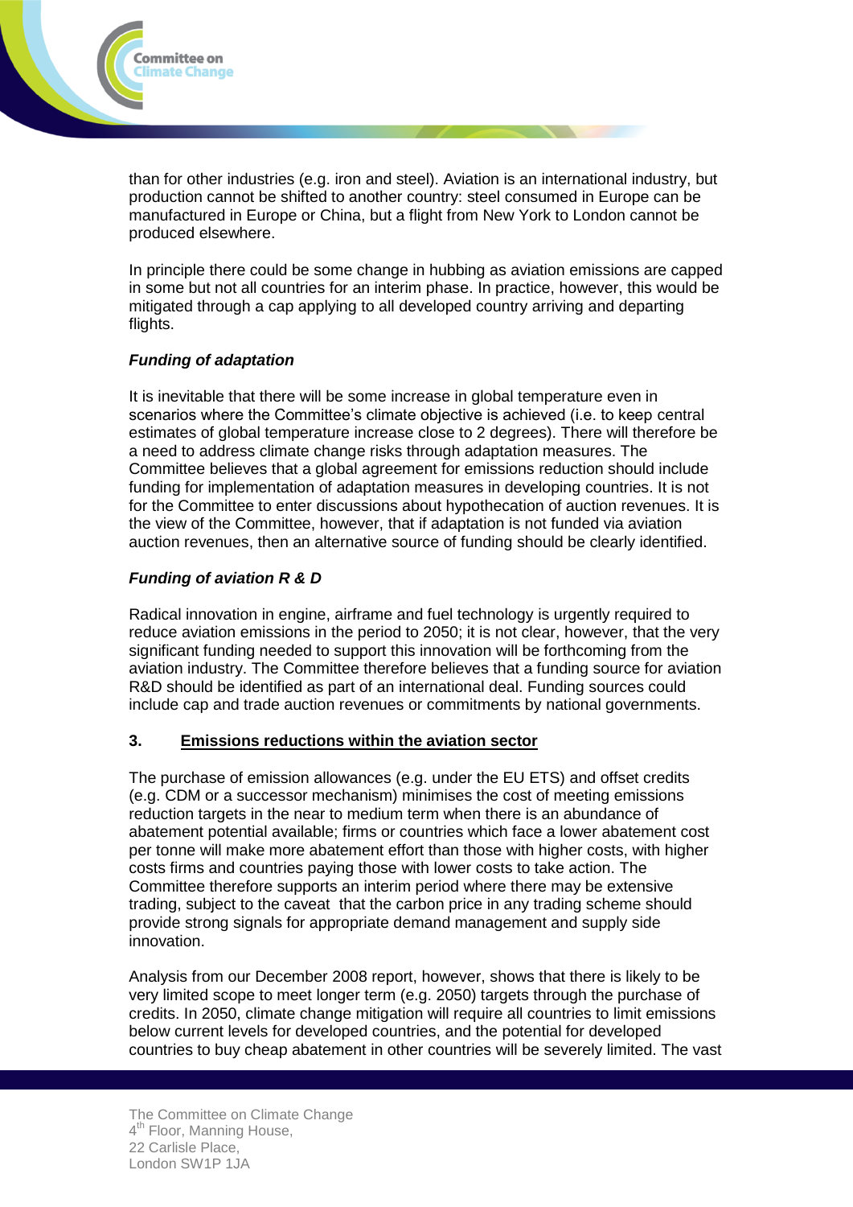than for other industries (e.g. iron and steel). Aviation is an international industry, but production cannot be shifted to another country: steel consumed in Europe can be manufactured in Europe or China, but a flight from New York to London cannot be produced elsewhere.

In principle there could be some change in hubbing as aviation emissions are capped in some but not all countries for an interim phase. In practice, however, this would be mitigated through a cap applying to all developed country arriving and departing flights.

***Funding of adaptation***

It is inevitable that there will be some increase in global temperature even in scenarios where the Committee's climate objective is achieved (i.e. to keep central estimates of global temperature increase close to 2 degrees). There will therefore be a need to address climate change risks through adaptation measures. The Committee believes that a global agreement for emissions reduction should include funding for implementation of adaptation measures in developing countries. It is not for the Committee to enter discussions about hypothecation of auction revenues. It is the view of the Committee, however, that if adaptation is not funded via aviation auction revenues, then an alternative source of funding should be clearly identified.

***Funding of aviation R & D***

Radical innovation in engine, airframe and fuel technology is urgently required to reduce aviation emissions in the period to 2050; it is not clear, however, that the very significant funding needed to support this innovation will be forthcoming from the aviation industry. The Committee therefore believes that a funding source for aviation R&D should be identified as part of an international deal. Funding sources could include cap and trade auction revenues or commitments by national governments.

## 3. Emissions reductions within the aviation sector

The purchase of emission allowances (e.g. under the EU ETS) and offset credits (e.g. CDM or a successor mechanism) minimises the cost of meeting emissions reduction targets in the near to medium term when there is an abundance of abatement potential available; firms or countries which face a lower abatement cost per tonne will make more abatement effort than those with higher costs, with higher costs firms and countries paying those with lower costs to take action. The Committee therefore supports an interim period where there may be extensive trading, subject to the caveat that the carbon price in any trading scheme should provide strong signals for appropriate demand management and supply side innovation.

Analysis from our December 2008 report, however, shows that there is likely to be very limited scope to meet longer term (e.g. 2050) targets through the purchase of credits. In 2050, climate change mitigation will require all countries to limit emissions below current levels for developed countries, and the potential for developed countries to buy cheap abatement in other countries will be severely limited. The vast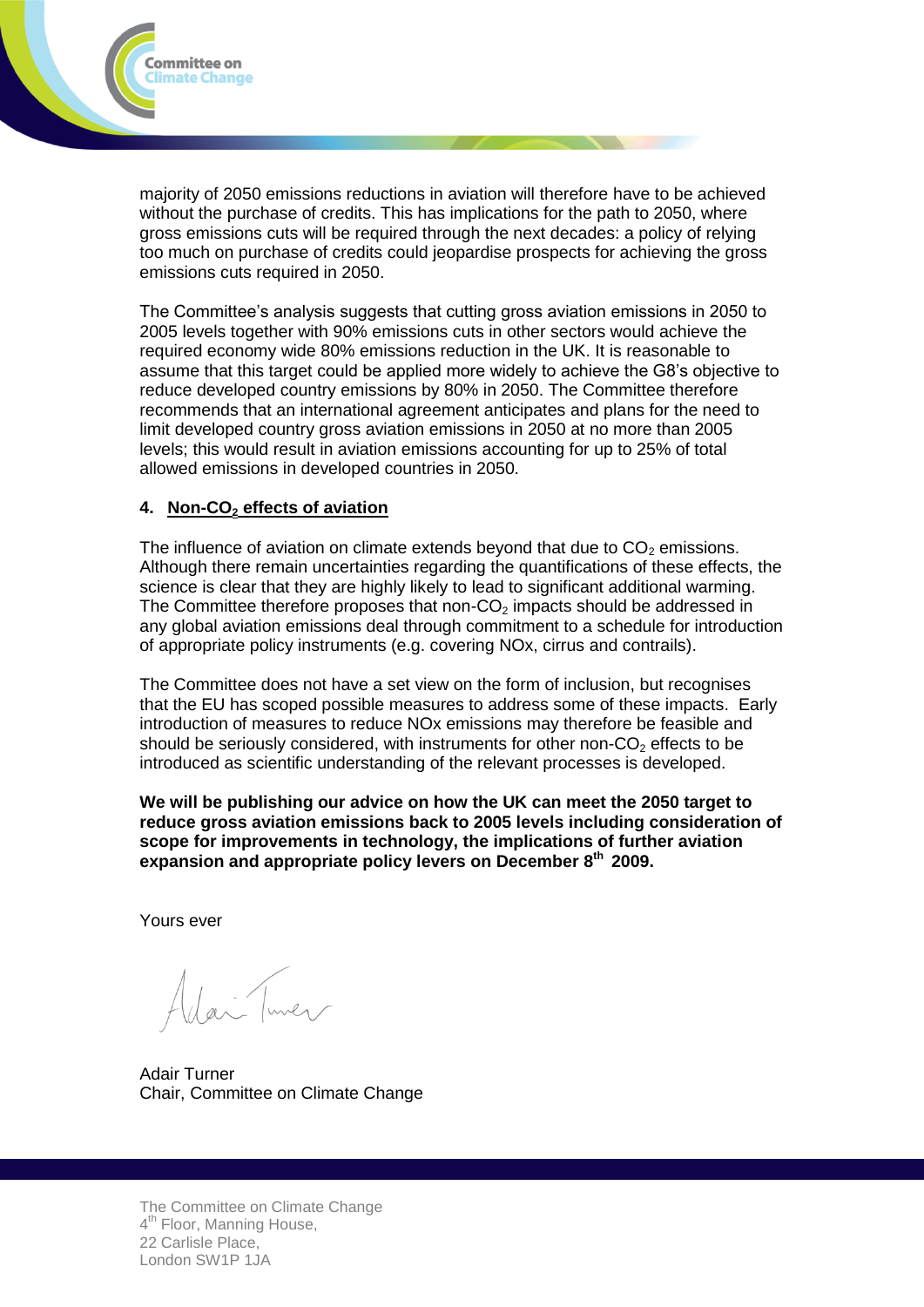majority of 2050 emissions reductions in aviation will therefore have to be achieved without the purchase of credits. This has implications for the path to 2050, where gross emissions cuts will be required through the next decades: a policy of relying too much on purchase of credits could jeopardise prospects for achieving the gross emissions cuts required in 2050.

The Committee's analysis suggests that cutting gross aviation emissions in 2050 to 2005 levels together with 90% emissions cuts in other sectors would achieve the required economy wide 80% emissions reduction in the UK. It is reasonable to assume that this target could be applied more widely to achieve the G8's objective to reduce developed country emissions by 80% in 2050. The Committee therefore recommends that an international agreement anticipates and plans for the need to limit developed country gross aviation emissions in 2050 at no more than 2005 levels; this would result in aviation emissions accounting for up to 25% of total allowed emissions in developed countries in 2050.

#### 4. Non-$CO_2$ effects of aviation

The influence of aviation on climate extends beyond that due to $CO_2$ emissions. Although there remain uncertainties regarding the quantifications of these effects, the science is clear that they are highly likely to lead to significant additional warming. The Committee therefore proposes that non-$CO_2$ impacts should be addressed in any global aviation emissions deal through commitment to a schedule for introduction of appropriate policy instruments (e.g. covering NOx, cirrus and contrails).

The Committee does not have a set view on the form of inclusion, but recognises that the EU has scoped possible measures to address some of these impacts. Early introduction of measures to reduce NOx emissions may therefore be feasible and should be seriously considered, with instruments for other non-$CO_2$ effects to be introduced as scientific understanding of the relevant processes is developed.

**We will be publishing our advice on how the UK can meet the 2050 target to reduce gross aviation emissions back to 2005 levels including consideration of scope for improvements in technology, the implications of further aviation expansion and appropriate policy levers on December 8th 2009.**

Yours ever

Adair Turner
Chair, Committee on Climate Change

The Committee on Climate Change
4th Floor, Manning House,
22 Carlisle Place,
London SW1P 1JA